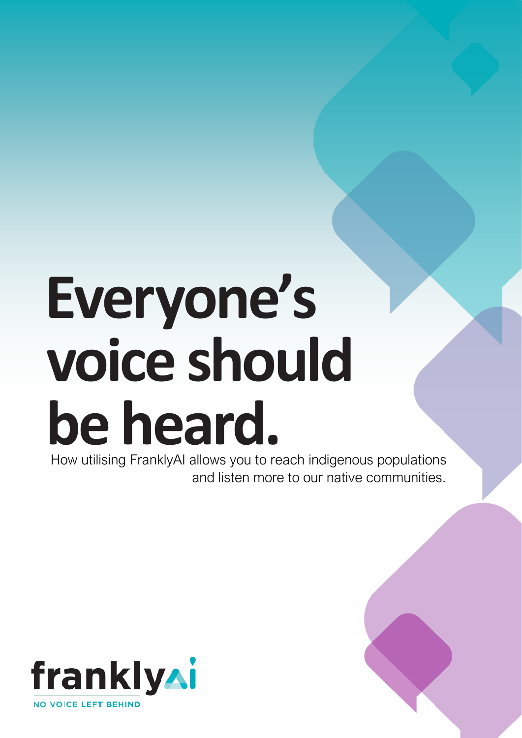# Everyone's voice should be heard.

How utilising FranklyAI allows you to reach indigenous populations and listen more to our native communities.

franklyAi

NO VOICE LEFT BEHIND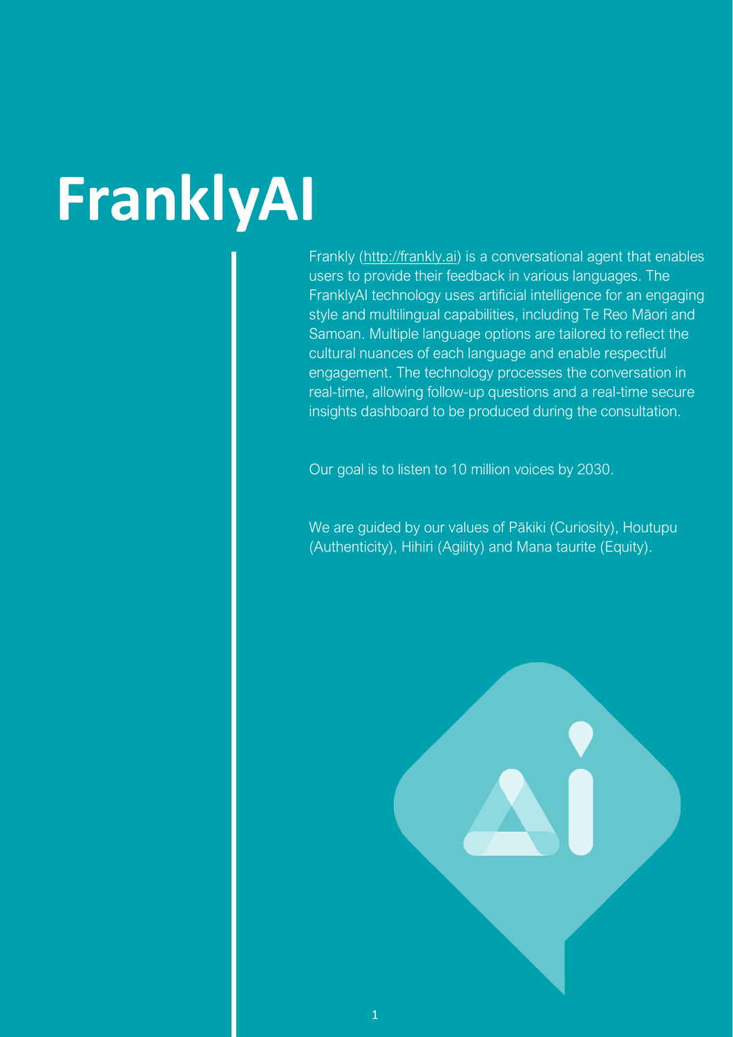# FranklyAI

Frankly (http://frankly.ai) is a conversational agent that enables users to provide their feedback in various languages. The FranklyAI technology uses artificial intelligence for an engaging style and multilingual capabilities, including Te Reo Māori and Samoan. Multiple language options are tailored to reflect the cultural nuances of each language and enable respectful engagement. The technology processes the conversation in real-time, allowing follow-up questions and a real-time secure insights dashboard to be produced during the consultation.

Our goal is to listen to 10 million voices by 2030.

We are guided by our values of Pākiki (Curiosity), Houtupu (Authenticity), Hihiri (Agility) and Mana taurite (Equity).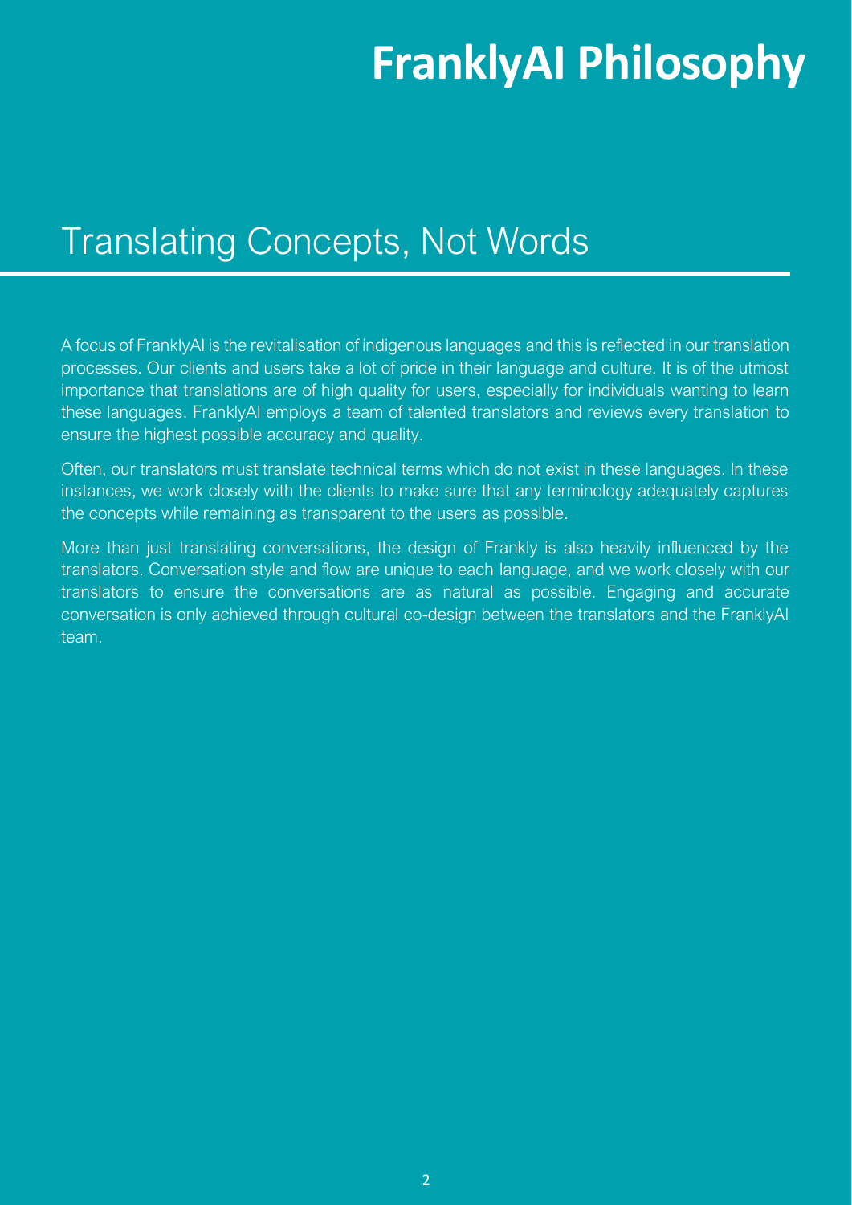# FranklyAI Philosophy

## Translating Concepts, Not Words

A focus of FranklyAI is the revitalisation of indigenous languages and this is reflected in our translation processes. Our clients and users take a lot of pride in their language and culture. It is of the utmost importance that translations are of high quality for users, especially for individuals wanting to learn these languages. FranklyAI employs a team of talented translators and reviews every translation to ensure the highest possible accuracy and quality.

Often, our translators must translate technical terms which do not exist in these languages. In these instances, we work closely with the clients to make sure that any terminology adequately captures the concepts while remaining as transparent to the users as possible.

More than just translating conversations, the design of Frankly is also heavily influenced by the translators. Conversation style and flow are unique to each language, and we work closely with our translators to ensure the conversations are as natural as possible. Engaging and accurate conversation is only achieved through cultural co-design between the translators and the FranklyAI team.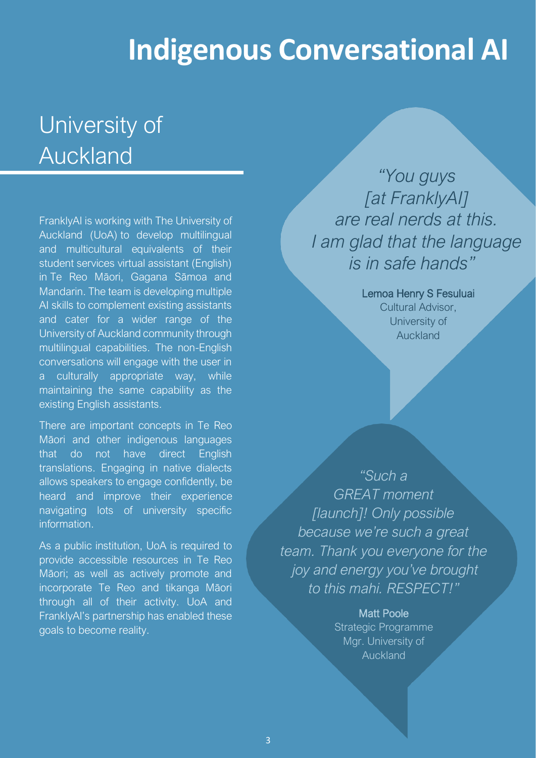# Indigenous Conversational AI

## University of Auckland

FranklyAI is working with The University of Auckland (UoA) to develop multilingual and multicultural equivalents of their student services virtual assistant (English) in Te Reo Māori, Gagana Sāmoa and Mandarin. The team is developing multiple AI skills to complement existing assistants and cater for a wider range of the University of Auckland community through multilingual capabilities. The non-English conversations will engage with the user in a culturally appropriate way, while maintaining the same capability as the existing English assistants.

There are important concepts in Te Reo Māori and other indigenous languages that do not have direct English translations. Engaging in native dialects allows speakers to engage confidently, be heard and improve their experience navigating lots of university specific information.

As a public institution, UoA is required to provide accessible resources in Te Reo Māori; as well as actively promote and incorporate Te Reo and tikanga Māori through all of their activity. UoA and FranklyAI's partnership has enabled these goals to become reality.

*"You guys [at FranklyAI] are real nerds at this. I am glad that the language is in safe hands"*

Lemoa Henry S Fesuluai
Cultural Advisor, University of Auckland

*"Such a GREAT moment [launch]! Only possible because we're such a great team. Thank you everyone for the joy and energy you've brought to this mahi. RESPECT!"*

Matt Poole
Strategic Programme Mgr. University of Auckland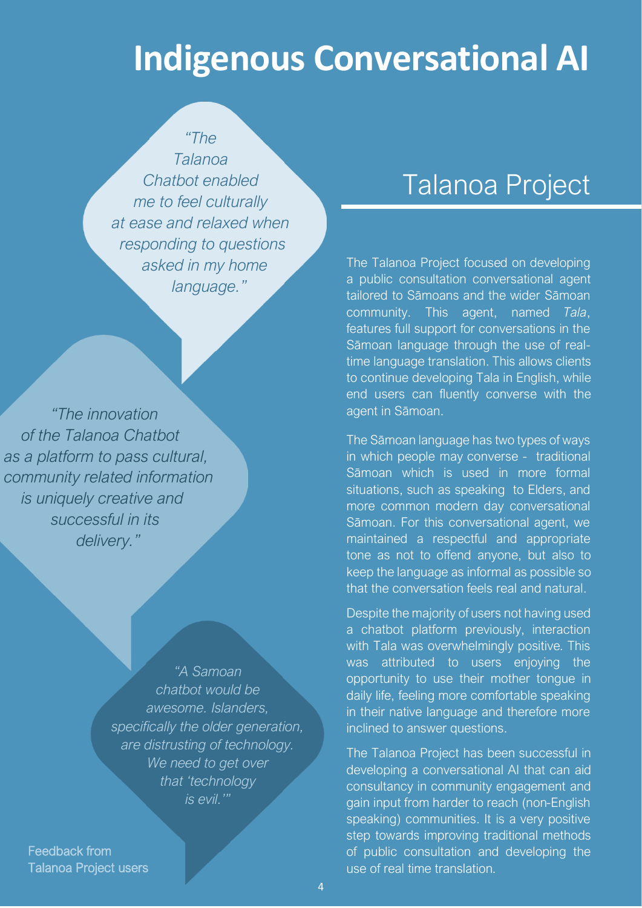# Indigenous Conversational AI

*"The Talanoa Chatbot enabled me to feel culturally at ease and relaxed when responding to questions asked in my home language."*

*"The innovation of the Talanoa Chatbot as a platform to pass cultural, community related information is uniquely creative and successful in its delivery."*

*"A Samoan chatbot would be awesome. Islanders, specifically the older generation, are distrusting of technology. We need to get over that 'technology is evil.'"*

Feedback from Talanoa Project users

## Talanoa Project

The Talanoa Project focused on developing a public consultation conversational agent tailored to Sāmoans and the wider Sāmoan community. This agent, named *Tala*, features full support for conversations in the Sāmoan language through the use of real-time language translation. This allows clients to continue developing Tala in English, while end users can fluently converse with the agent in Sāmoan.

The Sāmoan language has two types of ways in which people may converse - traditional Sāmoan which is used in more formal situations, such as speaking to Elders, and more common modern day conversational Sāmoan. For this conversational agent, we maintained a respectful and appropriate tone as not to offend anyone, but also to keep the language as informal as possible so that the conversation feels real and natural.

Despite the majority of users not having used a chatbot platform previously, interaction with Tala was overwhelmingly positive. This was attributed to users enjoying the opportunity to use their mother tongue in daily life, feeling more comfortable speaking in their native language and therefore more inclined to answer questions.

The Talanoa Project has been successful in developing a conversational AI that can aid consultancy in community engagement and gain input from harder to reach (non-English speaking) communities. It is a very positive step towards improving traditional methods of public consultation and developing the use of real time translation.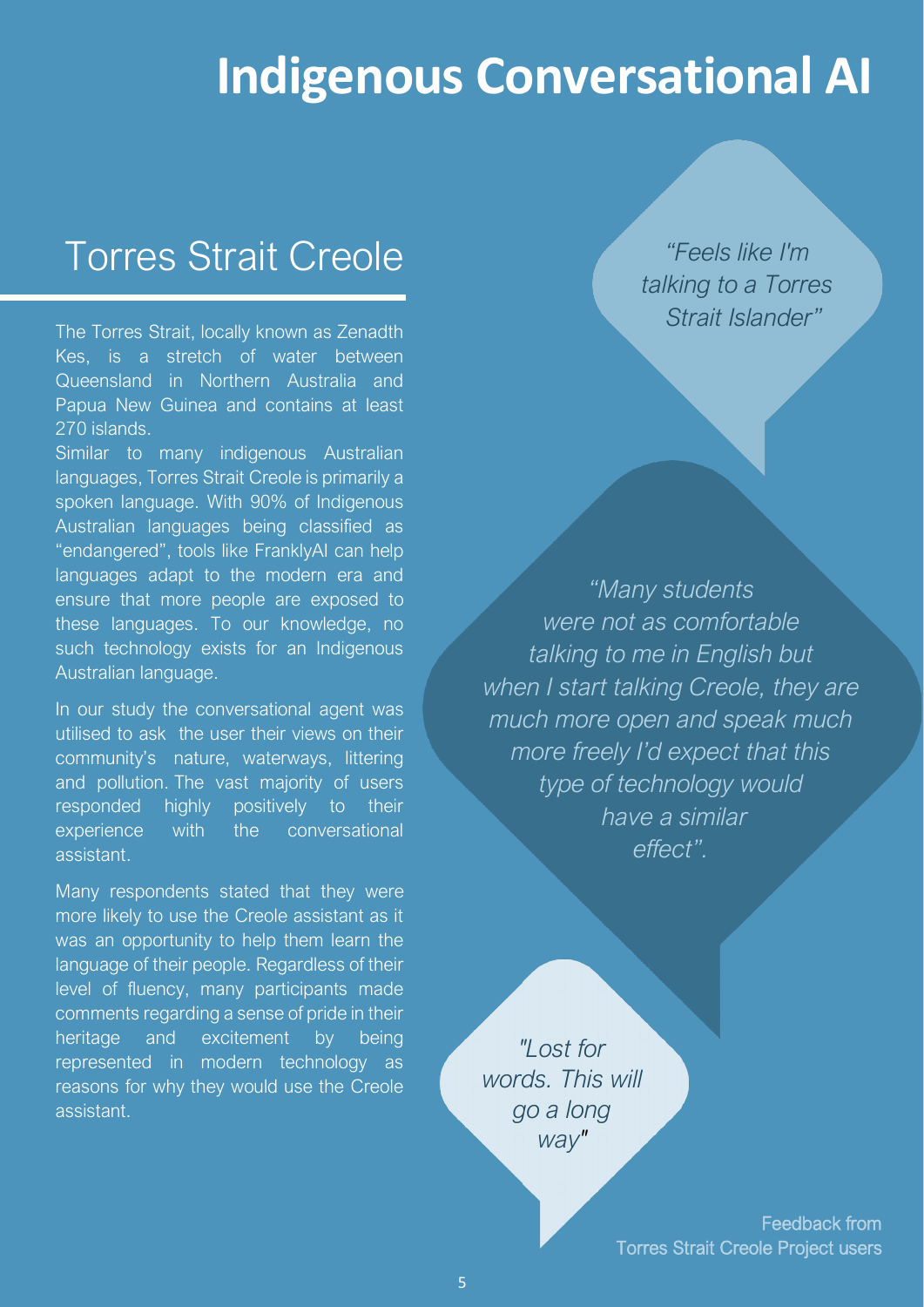# Indigenous Conversational AI

## Torres Strait Creole

The Torres Strait, locally known as Zenadth Kes, is a stretch of water between Queensland in Northern Australia and Papua New Guinea and contains at least 270 islands.

Similar to many indigenous Australian languages, Torres Strait Creole is primarily a spoken language. With 90% of Indigenous Australian languages being classified as "endangered", tools like FranklyAI can help languages adapt to the modern era and ensure that more people are exposed to these languages. To our knowledge, no such technology exists for an Indigenous Australian language.

In our study the conversational agent was utilised to ask the user their views on their community's nature, waterways, littering and pollution. The vast majority of users responded highly positively to their experience with the conversational assistant.

Many respondents stated that they were more likely to use the Creole assistant as it was an opportunity to help them learn the language of their people. Regardless of their level of fluency, many participants made comments regarding a sense of pride in their heritage and excitement by being represented in modern technology as reasons for why they would use the Creole assistant.

*"Feels like I'm talking to a Torres Strait Islander"*

*"Many students were not as comfortable talking to me in English but when I start talking Creole, they are much more open and speak much more freely I'd expect that this type of technology would have a similar effect".*

*"Lost for words. This will go a long way"*

Feedback from Torres Strait Creole Project users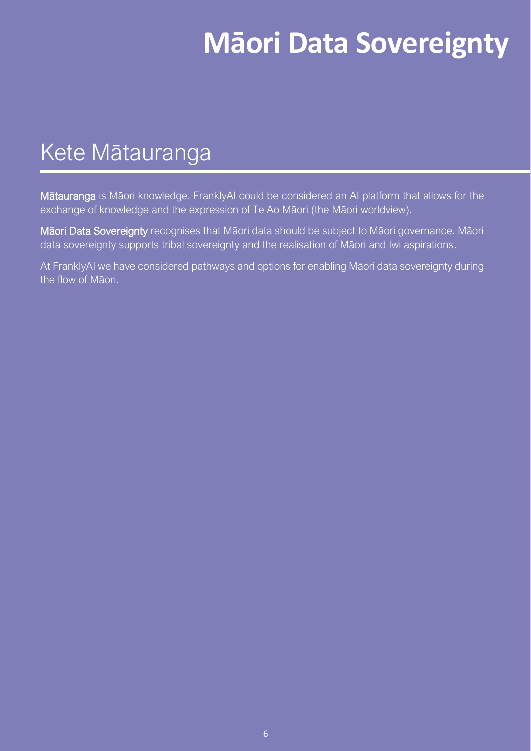# Māori Data Sovereignty

## Kete Mātauranga

**Mātauranga** is Māori knowledge. FranklyAI could be considered an AI platform that allows for the exchange of knowledge and the expression of Te Ao Māori (the Māori worldview).

**Māori Data Sovereignty** recognises that Māori data should be subject to Māori governance. Māori data sovereignty supports tribal sovereignty and the realisation of Māori and Iwi aspirations.

At FranklyAI we have considered pathways and options for enabling Māori data sovereignty during the flow of Māori.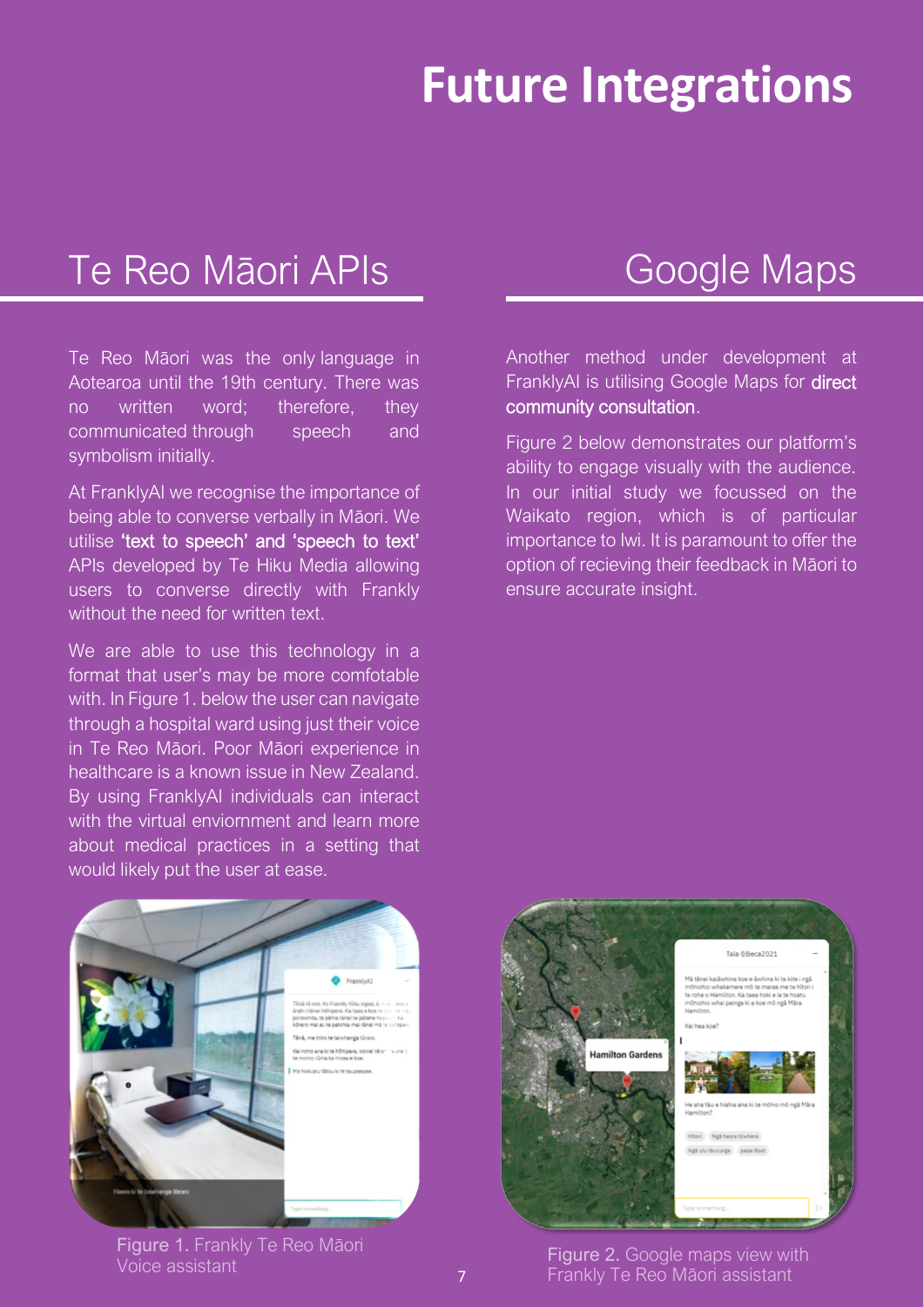# Future Integrations

## Te Reo Māori APIs

Te Reo Māori was the only language in Aotearoa until the 19th century. There was no written word; therefore, they communicated through speech and symbolism initially.

At FranklyAI we recognise the importance of being able to converse verbally in Māori. We utilise 'text to speech' and 'speech to text' APIs developed by Te Hiku Media allowing users to converse directly with Frankly without the need for written text.

We are able to use this technology in a format that user's may be more comfotable with. In Figure 1. below the user can navigate through a hospital ward using just their voice in Te Reo Māori. Poor Māori experience in healthcare is a known issue in New Zealand. By using FranklyAI individuals can interact with the virtual enviornment and learn more about medical practices in a setting that would likely put the user at ease.

Figure 1. Frankly Te Reo Māori Voice assistant

## Google Maps

Another method under development at FranklyAI is utilising Google Maps for direct community consultation.

Figure 2 below demonstrates our platform's ability to engage visually with the audience. In our initial study we focussed on the Waikato region, which is of particular importance to Iwi. It is paramount to offer the option of recieving their feedback in Māori to ensure accurate insight.

Figure 2. Google maps view with Frankly Te Reo Māori assistant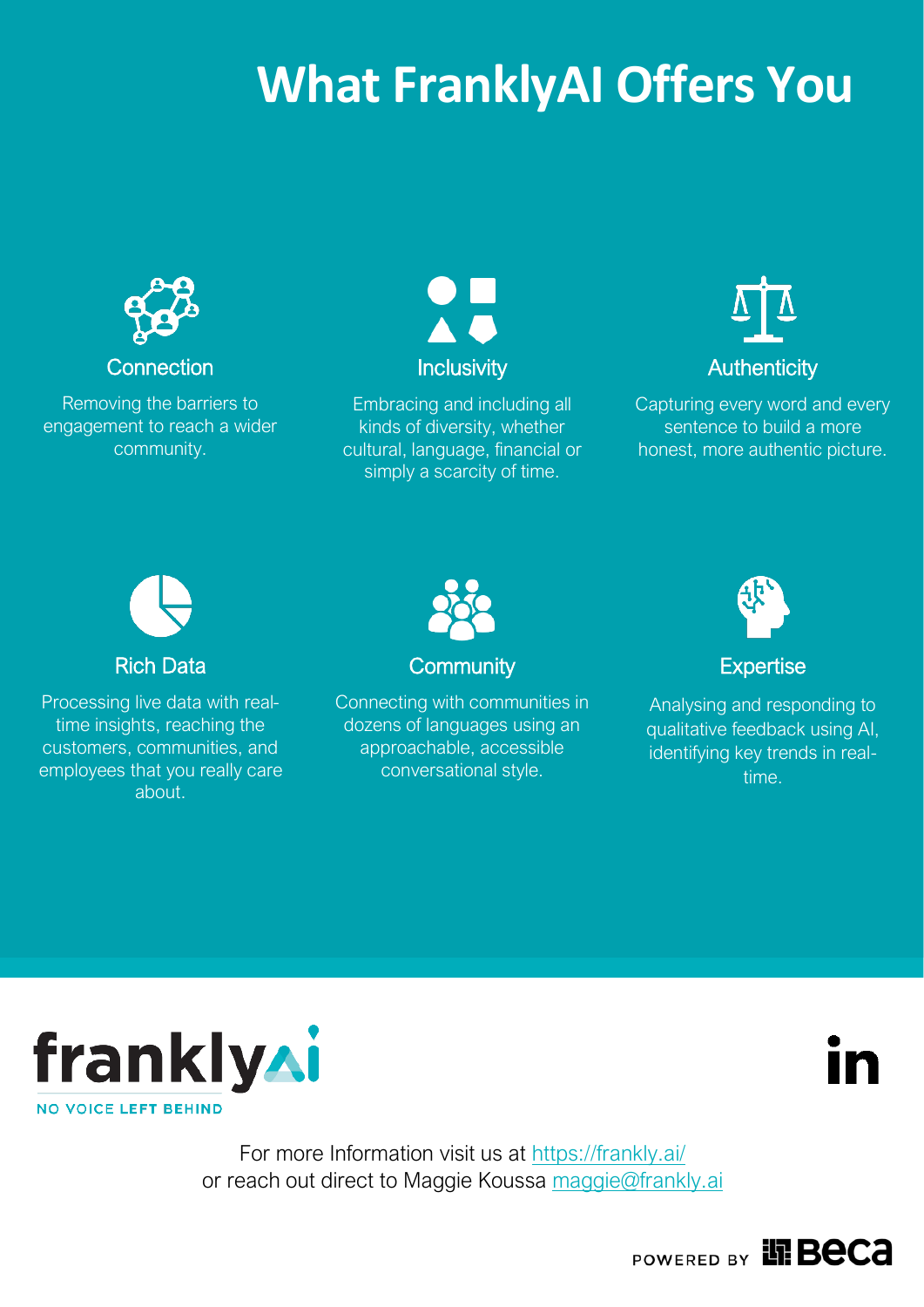# What FranklyAI Offers You

### Connection

Removing the barriers to engagement to reach a wider community.

### Inclusivity

Embracing and including all kinds of diversity, whether cultural, language, financial or simply a scarcity of time.

### Authenticity

Capturing every word and every sentence to build a more honest, more authentic picture.

### Rich Data

Processing live data with real-time insights, reaching the customers, communities, and employees that you really care about.

### Community

Connecting with communities in dozens of languages using an approachable, accessible conversational style.

### Expertise

Analysing and responding to qualitative feedback using AI, identifying key trends in real-time.

franklyai

NO VOICE LEFT BEHIND

For more Information visit us at https://frankly.ai/
or reach out direct to Maggie Koussa maggie@frankly.ai

POWERED BY Beca